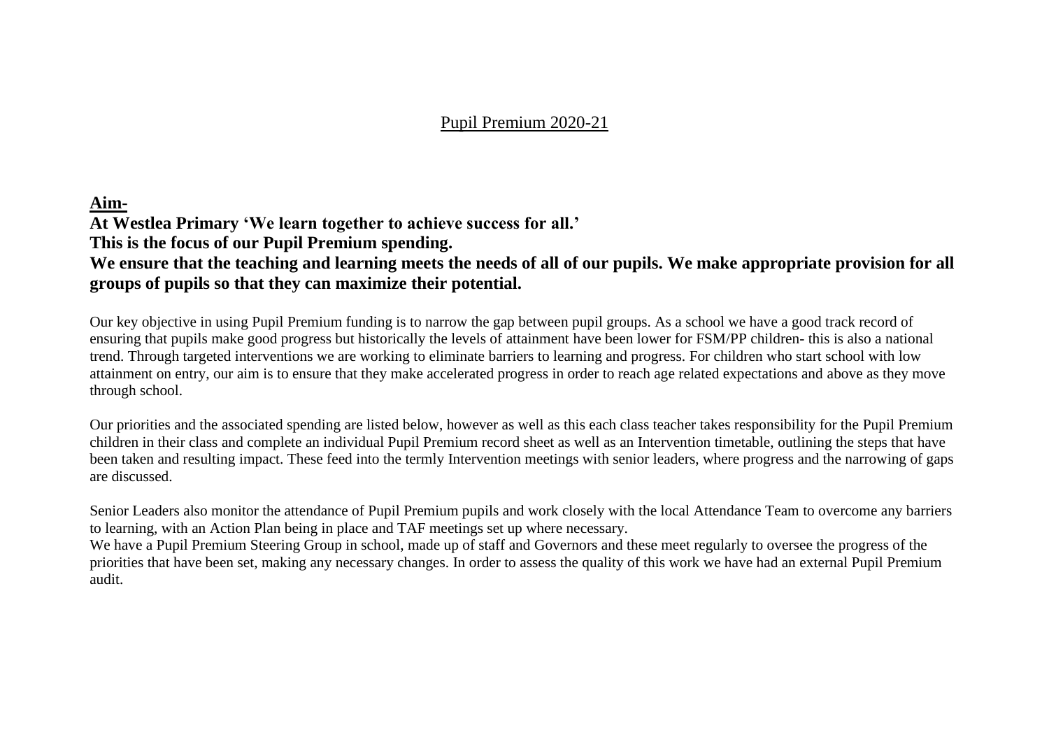# Pupil Premium 2020-21

## Aim-

**At Westlea Primary 'We learn together to achieve success for all.'**
**This is the focus of our Pupil Premium spending.**
**We ensure that the teaching and learning meets the needs of all of our pupils. We make appropriate provision for all groups of pupils so that they can maximize their potential.**

Our key objective in using Pupil Premium funding is to narrow the gap between pupil groups. As a school we have a good track record of ensuring that pupils make good progress but historically the levels of attainment have been lower for FSM/PP children- this is also a national trend. Through targeted interventions we are working to eliminate barriers to learning and progress. For children who start school with low attainment on entry, our aim is to ensure that they make accelerated progress in order to reach age related expectations and above as they move through school.

Our priorities and the associated spending are listed below, however as well as this each class teacher takes responsibility for the Pupil Premium children in their class and complete an individual Pupil Premium record sheet as well as an Intervention timetable, outlining the steps that have been taken and resulting impact. These feed into the termly Intervention meetings with senior leaders, where progress and the narrowing of gaps are discussed.

Senior Leaders also monitor the attendance of Pupil Premium pupils and work closely with the local Attendance Team to overcome any barriers to learning, with an Action Plan being in place and TAF meetings set up where necessary.
We have a Pupil Premium Steering Group in school, made up of staff and Governors and these meet regularly to oversee the progress of the priorities that have been set, making any necessary changes. In order to assess the quality of this work we have had an external Pupil Premium audit.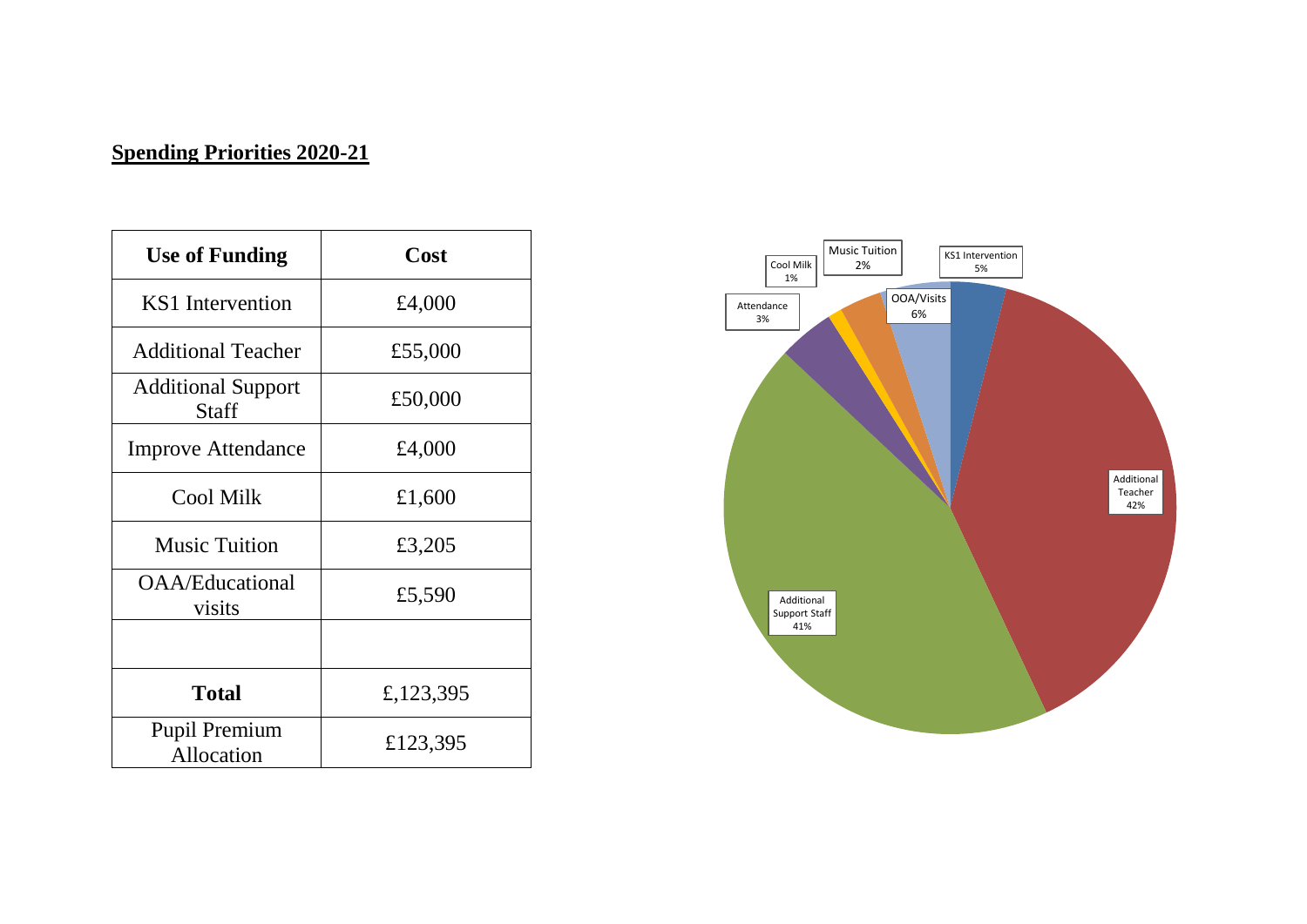## Spending Priorities 2020-21

| Use of Funding | Cost |
|---|---|
| KS1 Intervention | £4,000 |
| Additional Teacher | £55,000 |
| Additional Support Staff | £50,000 |
| Improve Attendance | £4,000 |
| Cool Milk | £1,600 |
| Music Tuition | £3,205 |
| OAA/Educational visits | £5,590 |
| | |
| **Total** | £,123,395 |
| Pupil Premium Allocation | £123,395 |

Cool Milk
1%

Music Tuition
2%

KS1 Intervention
5%

Attendance
3%

OOA/Visits
6%

Additional Teacher
42%

Additional Support Staff
41%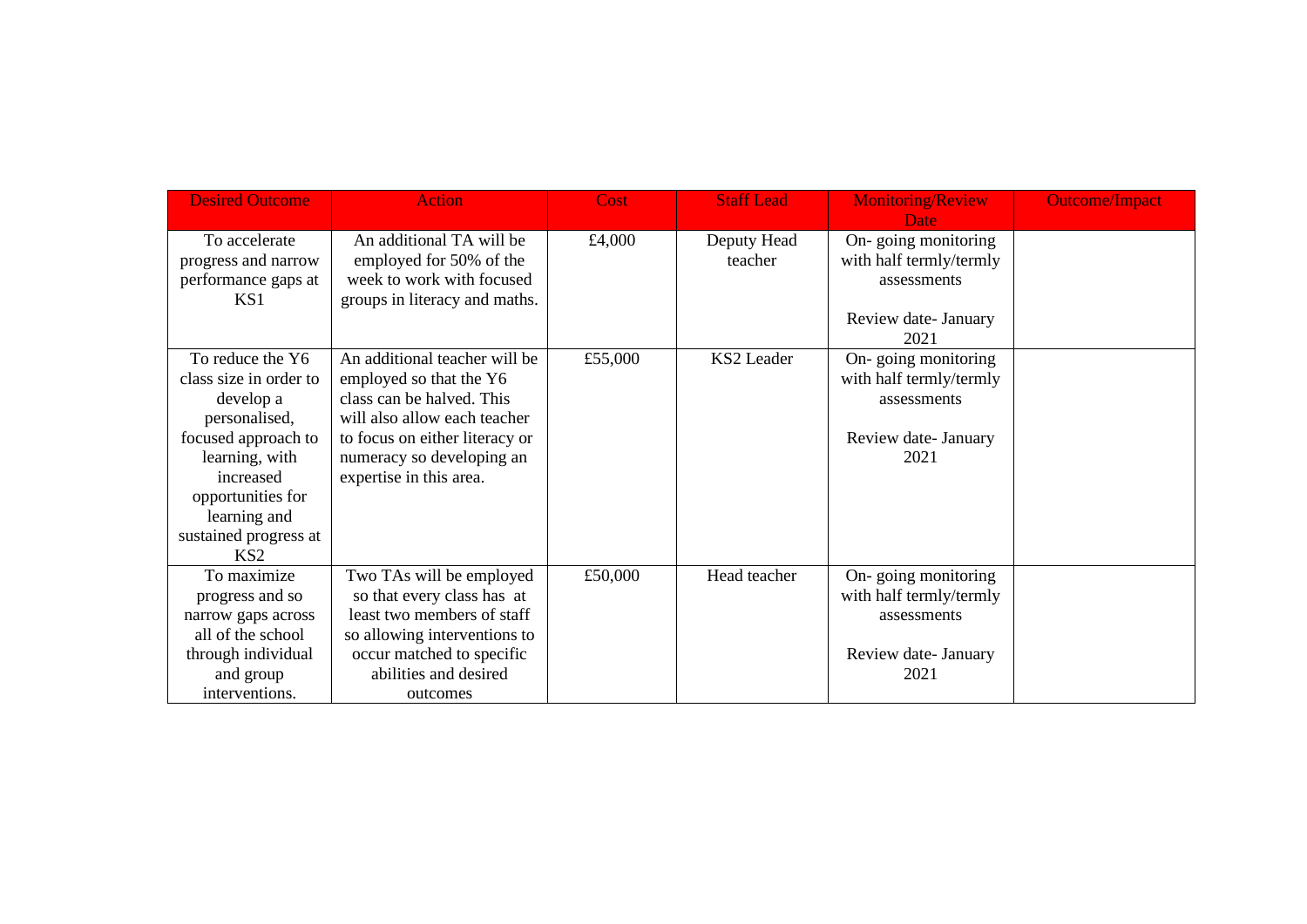| Desired Outcome | Action | Cost | Staff Lead | Monitoring/Review Date | Outcome/Impact |
|---|---|---|---|---|---|
| To accelerate progress and narrow performance gaps at KS1 | An additional TA will be employed for 50% of the week to work with focused groups in literacy and maths. | £4,000 | Deputy Head teacher | On- going monitoring with half termly/termly assessments<br><br>Review date- January 2021 | |
| To reduce the Y6 class size in order to develop a personalised, focused approach to learning, with increased opportunities for learning and sustained progress at KS2 | An additional teacher will be employed so that the Y6 class can be halved. This will also allow each teacher to focus on either literacy or numeracy so developing an expertise in this area. | £55,000 | KS2 Leader | On- going monitoring with half termly/termly assessments<br><br>Review date- January 2021 | |
| To maximize progress and so narrow gaps across all of the school through individual and group interventions. | Two TAs will be employed so that every class has at least two members of staff so allowing interventions to occur matched to specific abilities and desired outcomes | £50,000 | Head teacher | On- going monitoring with half termly/termly assessments<br><br>Review date- January 2021 | |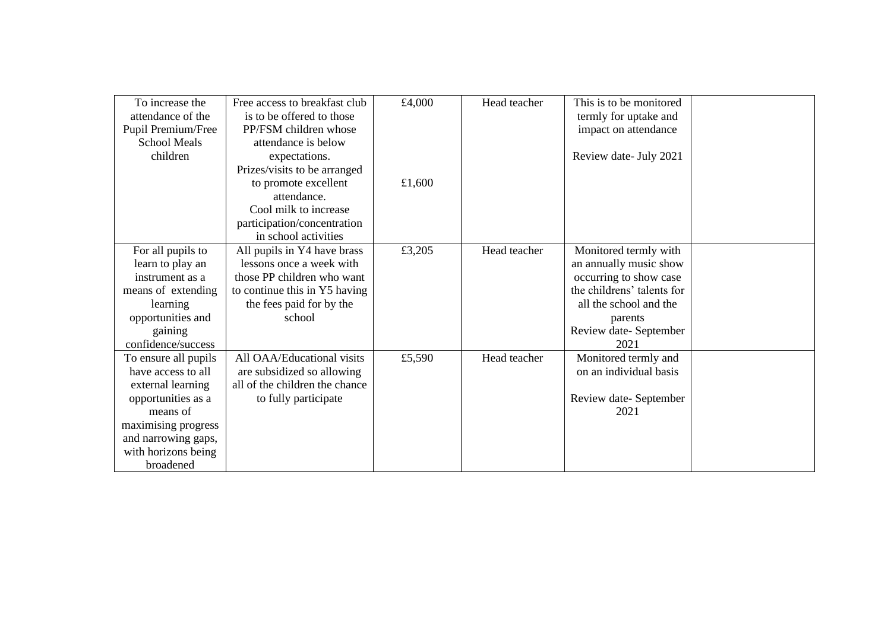| | | | | | |
|---|---|---|---|---|---|
| To increase the attendance of the Pupil Premium/Free School Meals children | Free access to breakfast club is to be offered to those PP/FSM children whose attendance is below expectations.<br>Prizes/visits to be arranged to promote excellent attendance.<br>Cool milk to increase participation/concentration in school activities | £4,000<br><br><br><br>£1,600 | Head teacher | This is to be monitored termly for uptake and impact on attendance<br><br>Review date- July 2021 | |
| For all pupils to learn to play an instrument as a means of extending learning opportunities and gaining confidence/success | All pupils in Y4 have brass lessons once a week with those PP children who want to continue this in Y5 having the fees paid for by the school | £3,205 | Head teacher | Monitored termly with an annually music show occurring to show case the childrens' talents for all the school and the parents<br>Review date- September 2021 | |
| To ensure all pupils have access to all external learning opportunities as a means of maximising progress and narrowing gaps, with horizons being broadened | All OAA/Educational visits are subsidized so allowing all of the children the chance to fully participate | £5,590 | Head teacher | Monitored termly and on an individual basis<br><br>Review date- September 2021 | |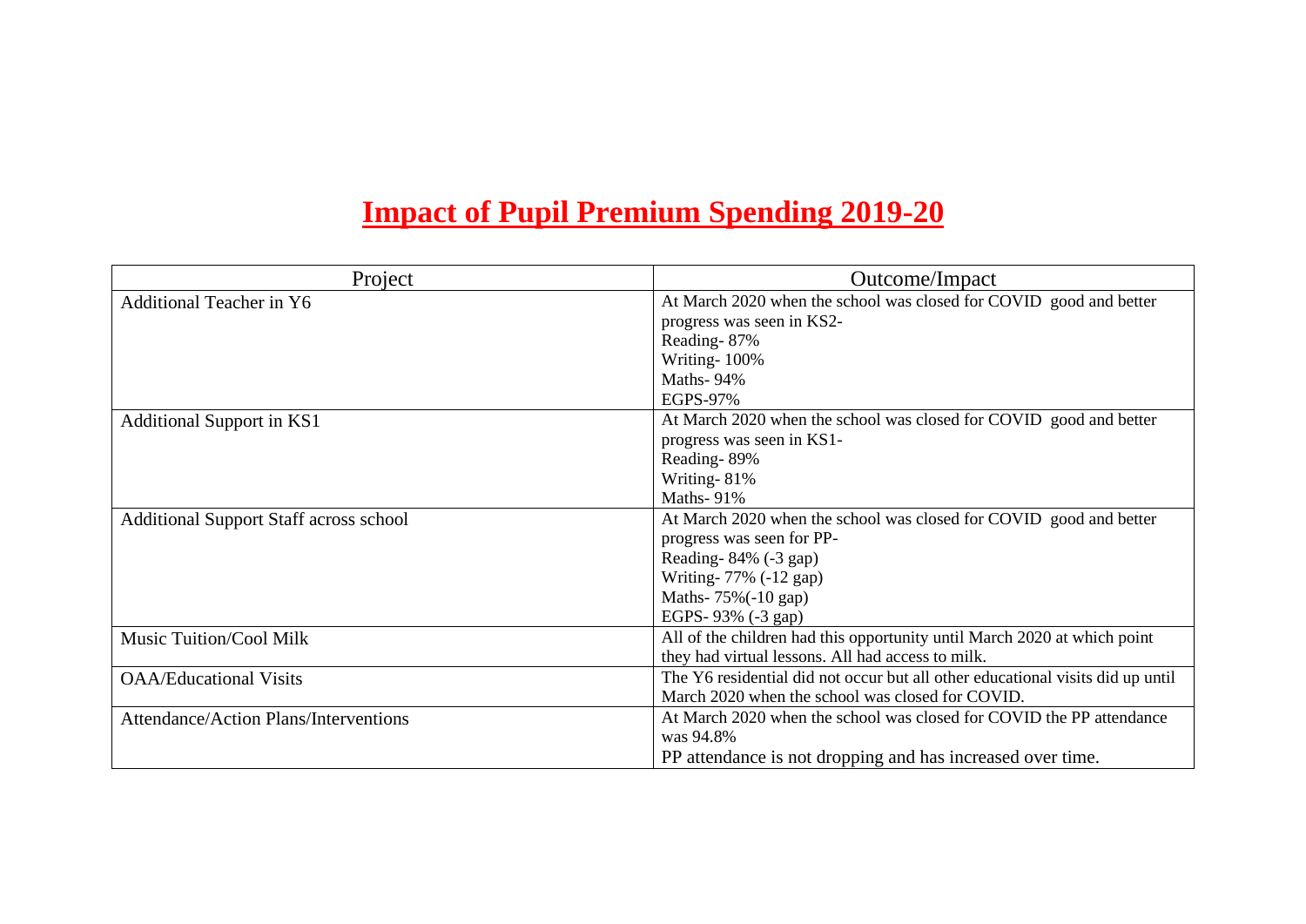# Impact of Pupil Premium Spending 2019-20

| Project | Outcome/Impact |
|---|---|
| Additional Teacher in Y6 | At March 2020 when the school was closed for COVID good and better progress was seen in KS2-<br>Reading- 87%<br>Writing- 100%<br>Maths- 94%<br>EGPS-97% |
| Additional Support in KS1 | At March 2020 when the school was closed for COVID good and better progress was seen in KS1-<br>Reading- 89%<br>Writing- 81%<br>Maths- 91% |
| Additional Support Staff across school | At March 2020 when the school was closed for COVID good and better progress was seen for PP-<br>Reading- 84% (-3 gap)<br>Writing- 77% (-12 gap)<br>Maths- 75%(-10 gap)<br>EGPS- 93% (-3 gap) |
| Music Tuition/Cool Milk | All of the children had this opportunity until March 2020 at which point they had virtual lessons. All had access to milk. |
| OAA/Educational Visits | The Y6 residential did not occur but all other educational visits did up until March 2020 when the school was closed for COVID. |
| Attendance/Action Plans/Interventions | At March 2020 when the school was closed for COVID the PP attendance was 94.8%<br>PP attendance is not dropping and has increased over time. |